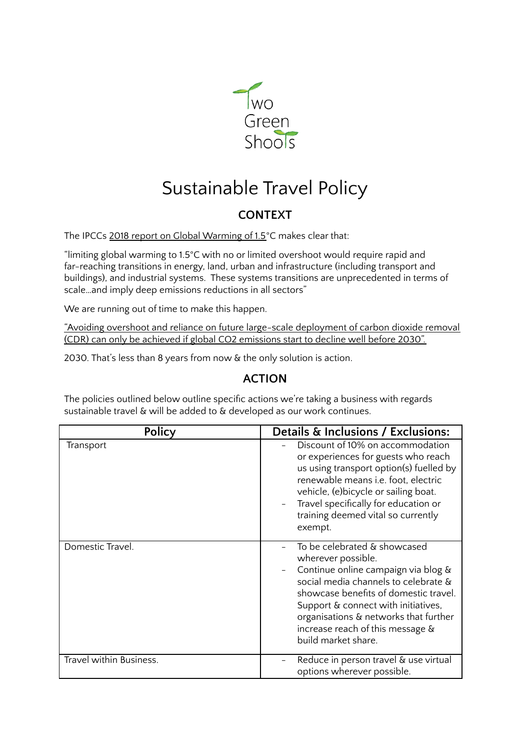Two Green Shoots

# Sustainable Travel Policy

## CONTEXT

The IPCCs 2018 report on Global Warming of 1.5°C makes clear that:

"limiting global warming to 1.5°C with no or limited overshoot would require rapid and far-reaching transitions in energy, land, urban and infrastructure (including transport and buildings), and industrial systems. These systems transitions are unprecedented in terms of scale...and imply deep emissions reductions in all sectors"

We are running out of time to make this happen.

"Avoiding overshoot and reliance on future large-scale deployment of carbon dioxide removal (CDR) can only be achieved if global $CO_2$ emissions start to decline well before 2030".

2030. That's less than 8 years from now & the only solution is action.

## ACTION

The policies outlined below outline specific actions we're taking a business with regards sustainable travel & will be added to & developed as our work continues.

| Policy | Details & Inclusions / Exclusions: |
|---|---|
| Transport | - Discount of 10% on accommodation or experiences for guests who reach us using transport option(s) fuelled by renewable means i.e. foot, electric vehicle, (e)bicycle or sailing boat.<br>- Travel specifically for education or training deemed vital so currently exempt. |
| Domestic Travel. | - To be celebrated & showcased wherever possible.<br>- Continue online campaign via blog & social media channels to celebrate & showcase benefits of domestic travel. Support & connect with initiatives, organisations & networks that further increase reach of this message & build market share. |
| Travel within Business. | - Reduce in person travel & use virtual options wherever possible. |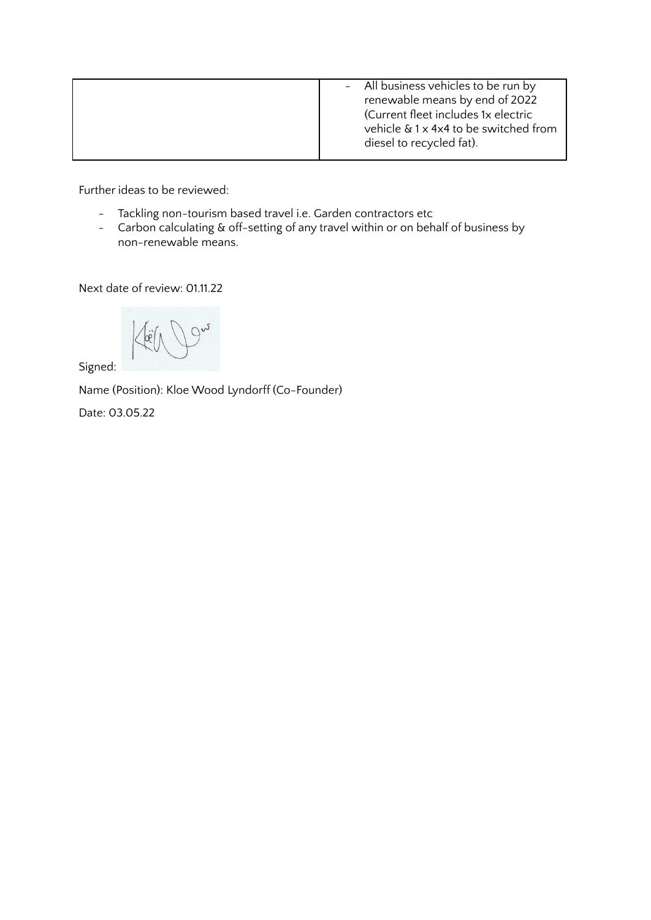| | |
|---|---|
| | - All business vehicles to be run by renewable means by end of 2022 (Current fleet includes 1x electric vehicle & 1 x 4x4 to be switched from diesel to recycled fat). |

Further ideas to be reviewed:

- Tackling non-tourism based travel i.e. Garden contractors etc
- Carbon calculating & off-setting of any travel within or on behalf of business by non-renewable means.

Next date of review: 01.11.22

Signed:

Name (Position): Kloe Wood Lyndorff (Co-Founder)

Date: 03.05.22